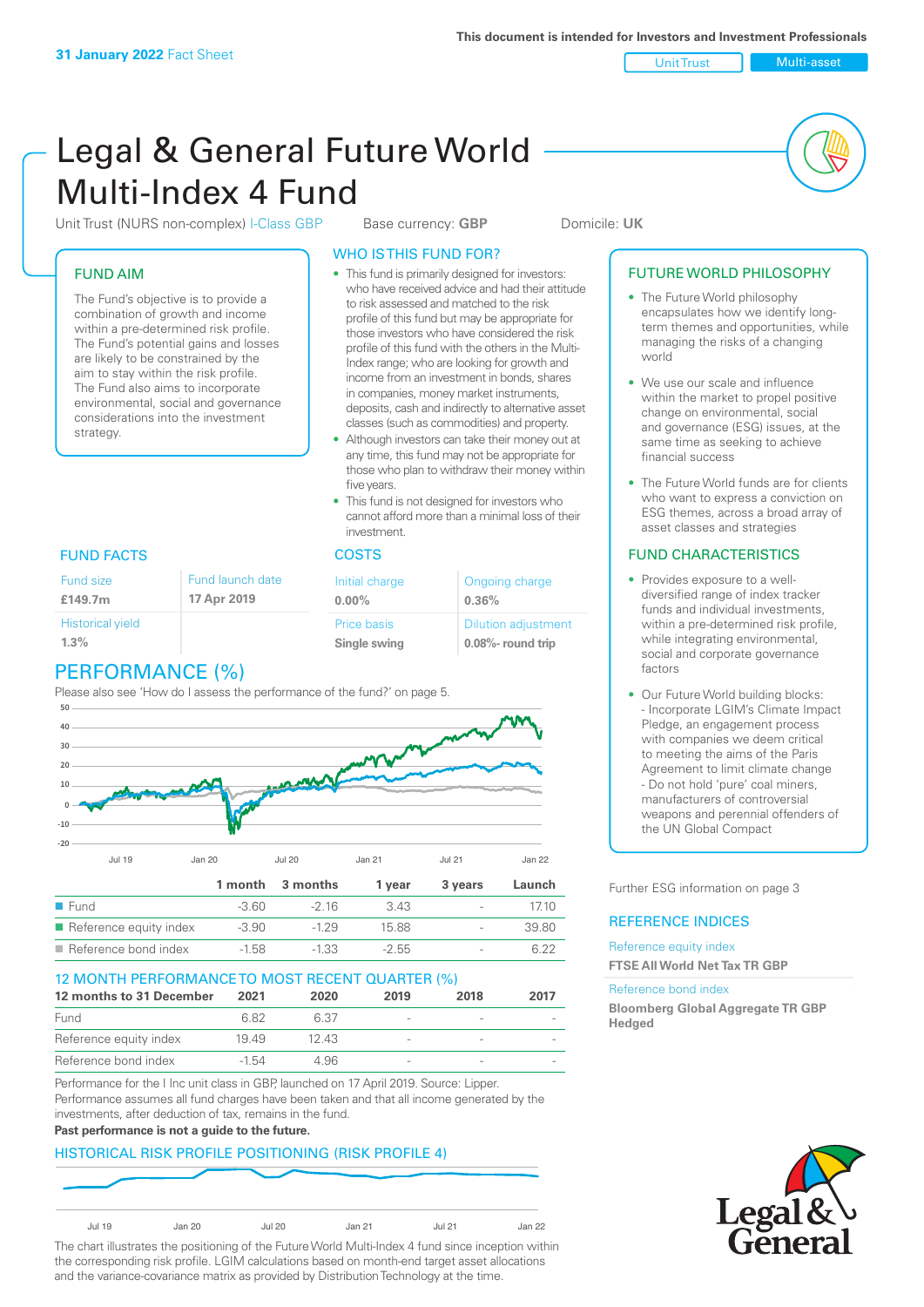**31 January 2022** Fact Sheet

This document is intended for Investors and Investment Professionals

Unit Trust | Multi-asset

# Legal & General Future World Multi-Index 4 Fund

Unit Trust (NURS non-complex) I-Class GBP | Base currency: **GBP** | Domicile: **UK**

## FUND AIM

The Fund's objective is to provide a combination of growth and income within a pre-determined risk profile. The Fund's potential gains and losses are likely to be constrained by the aim to stay within the risk profile. The Fund also aims to incorporate environmental, social and governance considerations into the investment strategy.

## WHO IS THIS FUND FOR?

- This fund is primarily designed for investors: who have received advice and had their attitude to risk assessed and matched to the risk profile of this fund but may be appropriate for those investors who have considered the risk profile of this fund with the others in the Multi-Index range; who are looking for growth and income from an investment in bonds, shares in companies, money market instruments, deposits, cash and indirectly to alternative asset classes (such as commodities) and property.
- Although investors can take their money out at any time, this fund may not be appropriate for those who plan to withdraw their money within five years.
- This fund is not designed for investors who cannot afford more than a minimal loss of their investment.

## FUTURE WORLD PHILOSOPHY

- The Future World philosophy encapsulates how we identify long-term themes and opportunities, while managing the risks of a changing world
- We use our scale and influence within the market to propel positive change on environmental, social and governance (ESG) issues, at the same time as seeking to achieve financial success
- The Future World funds are for clients who want to express a conviction on ESG themes, across a broad array of asset classes and strategies

## FUND FACTS

| Fund size | Fund launch date |
|---|---|
| **£149.7m** | **17 Apr 2019** |
| Historical yield | |
| **1.3%** | |

## COSTS

| Initial charge | Ongoing charge |
|---|---|
| **0.00%** | **0.36%** |
| Price basis | Dilution adjustment |
| **Single swing** | **0.08%- round trip** |

## FUND CHARACTERISTICS

- Provides exposure to a well-diversified range of index tracker funds and individual investments, within a pre-determined risk profile, while integrating environmental, social and corporate governance factors
- Our Future World building blocks:
  - Incorporate LGIM's Climate Impact Pledge, an engagement process with companies we deem critical to meeting the aims of the Paris Agreement to limit climate change
  - Do not hold 'pure' coal miners, manufacturers of controversial weapons and perennial offenders of the UN Global Compact

## PERFORMANCE (%)

Please also see 'How do I assess the performance of the fund?' on page 5.

| | 1 month | 3 months | 1 year | 3 years | Launch |
|---|---|---|---|---|---|
| Fund | -3.60 | -2.16 | 3.43 | - | 17.10 |
| Reference equity index | -3.90 | -1.29 | 15.88 | - | 39.80 |
| Reference bond index | -1.58 | -1.33 | -2.55 | - | 6.22 |

## 12 MONTH PERFORMANCE TO MOST RECENT QUARTER (%)

| 12 months to 31 December | 2021 | 2020 | 2019 | 2018 | 2017 |
|---|---|---|---|---|---|
| Fund | 6.82 | 6.37 | - | - | - |
| Reference equity index | 19.49 | 12.43 | - | - | - |
| Reference bond index | -1.54 | 4.96 | - | - | - |

Performance for the I Inc unit class in GBP, launched on 17 April 2019. Source: Lipper. Performance assumes all fund charges have been taken and that all income generated by the investments, after deduction of tax, remains in the fund.

**Past performance is not a guide to the future.**

## HISTORICAL RISK PROFILE POSITIONING (RISK PROFILE 4)

The chart illustrates the positioning of the Future World Multi-Index 4 fund since inception within the corresponding risk profile. LGIM calculations based on month-end target asset allocations and the variance-covariance matrix as provided by Distribution Technology at the time.

Further ESG information on page 3

## REFERENCE INDICES

Reference equity index

**FTSE All World Net Tax TR GBP**

Reference bond index

**Bloomberg Global Aggregate TR GBP Hedged**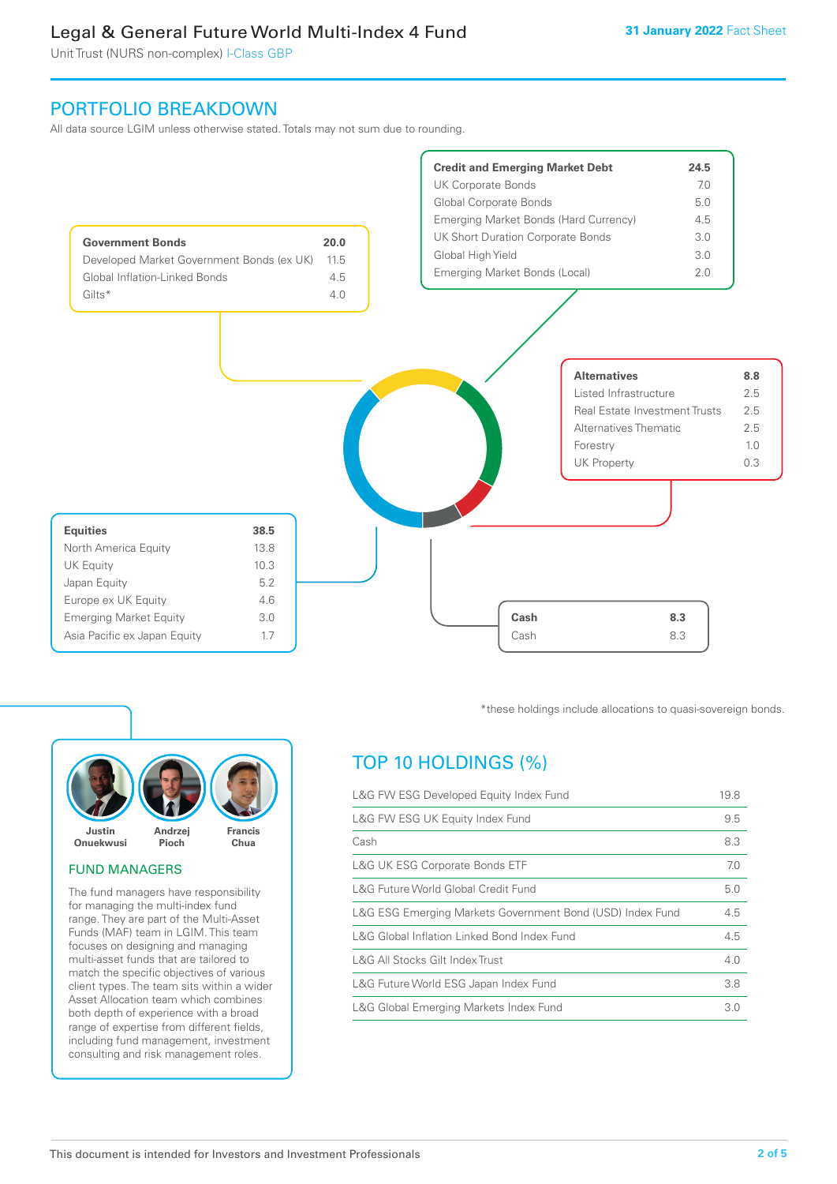## PORTFOLIO BREAKDOWN

All data source LGIM unless otherwise stated. Totals may not sum due to rounding.

| Government Bonds | 20.0 |
|---|---|
| Developed Market Government Bonds (ex UK) | 11.5 |
| Global Inflation-Linked Bonds | 4.5 |
| Gilts* | 4.0 |

| Credit and Emerging Market Debt | 24.5 |
|---|---|
| UK Corporate Bonds | 7.0 |
| Global Corporate Bonds | 5.0 |
| Emerging Market Bonds (Hard Currency) | 4.5 |
| UK Short Duration Corporate Bonds | 3.0 |
| Global High Yield | 3.0 |
| Emerging Market Bonds (Local) | 2.0 |

| Alternatives | 8.8 |
|---|---|
| Listed Infrastructure | 2.5 |
| Real Estate Investment Trusts | 2.5 |
| Alternatives Thematic | 2.5 |
| Forestry | 1.0 |
| UK Property | 0.3 |

| Equities | 38.5 |
|---|---|
| North America Equity | 13.8 |
| UK Equity | 10.3 |
| Japan Equity | 5.2 |
| Europe ex UK Equity | 4.6 |
| Emerging Market Equity | 3.0 |
| Asia Pacific ex Japan Equity | 1.7 |

| Cash | 8.3 |
|---|---|
| Cash | 8.3 |

*these holdings include allocations to quasi-sovereign bonds.

Justin Onuekwusi, Andrzej Pioch, Francis Chua

### FUND MANAGERS

The fund managers have responsibility for managing the multi-index fund range. They are part of the Multi-Asset Funds (MAF) team in LGIM. This team focuses on designing and managing multi-asset funds that are tailored to match the specific objectives of various client types. The team sits within a wider Asset Allocation team which combines both depth of experience with a broad range of expertise from different fields, including fund management, investment consulting and risk management roles.

## TOP 10 HOLDINGS (%)

| Holding | % |
|---|---|
| L&G FW ESG Developed Equity Index Fund | 19.8 |
| L&G FW ESG UK Equity Index Fund | 9.5 |
| Cash | 8.3 |
| L&G UK ESG Corporate Bonds ETF | 7.0 |
| L&G Future World Global Credit Fund | 5.0 |
| L&G ESG Emerging Markets Government Bond (USD) Index Fund | 4.5 |
| L&G Global Inflation Linked Bond Index Fund | 4.5 |
| L&G All Stocks Gilt Index Trust | 4.0 |
| L&G Future World ESG Japan Index Fund | 3.8 |
| L&G Global Emerging Markets Index Fund | 3.0 |

This document is intended for Investors and Investment Professionals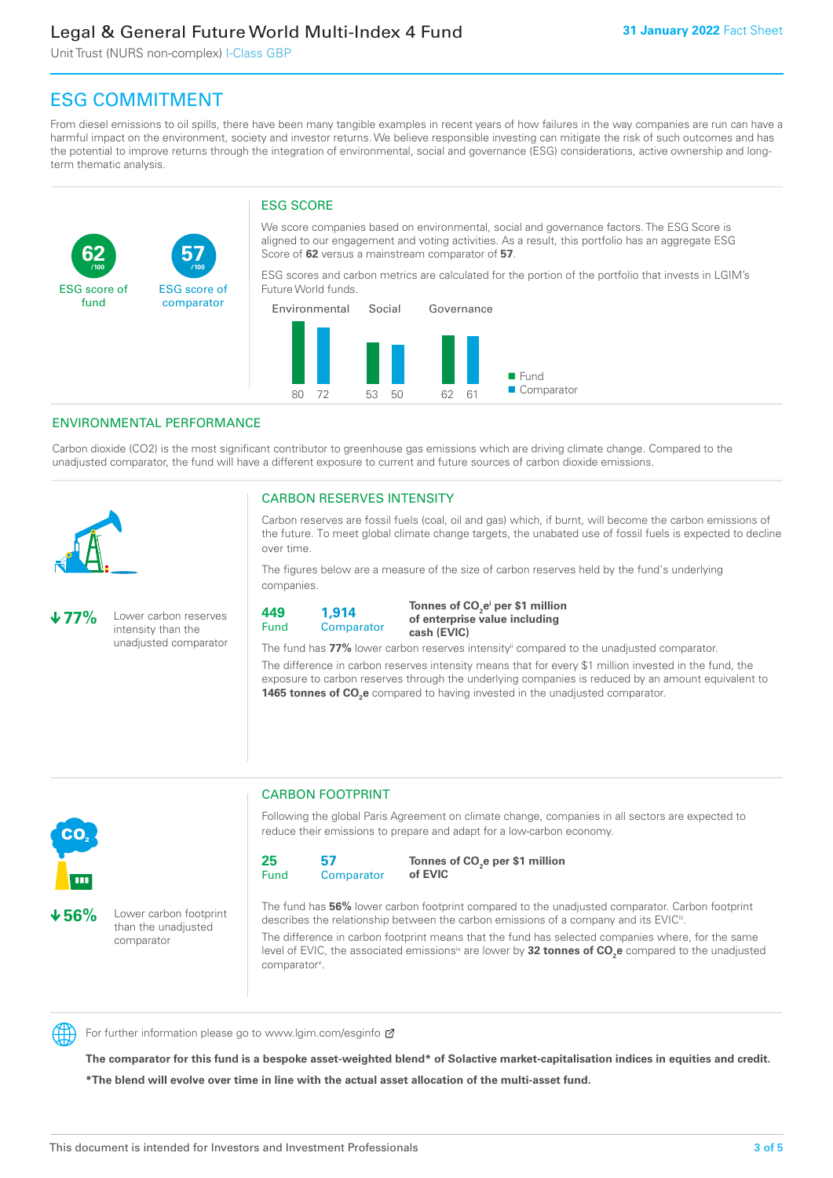# ESG COMMITMENT

From diesel emissions to oil spills, there have been many tangible examples in recent years of how failures in the way companies are run can have a harmful impact on the environment, society and investor returns. We believe responsible investing can mitigate the risk of such outcomes and has the potential to improve returns through the integration of environmental, social and governance (ESG) considerations, active ownership and long-term thematic analysis.

**62** /100 ESG score of fund

**57** /100 ESG score of comparator

## ESG SCORE

We score companies based on environmental, social and governance factors. The ESG Score is aligned to our engagement and voting activities. As a result, this portfolio has an aggregate ESG Score of **62** versus a mainstream comparator of **57**.

ESG scores and carbon metrics are calculated for the portion of the portfolio that invests in LGIM's Future World funds.

| | Environmental | Social | Governance |
|---|---|---|---|
| Fund | 80 | 53 | 62 |
| Comparator | 72 | 50 | 61 |

## ENVIRONMENTAL PERFORMANCE

Carbon dioxide (CO2) is the most significant contributor to greenhouse gas emissions which are driving climate change. Compared to the unadjusted comparator, the fund will have a different exposure to current and future sources of carbon dioxide emissions.

**↓77%** Lower carbon reserves intensity than the unadjusted comparator

### CARBON RESERVES INTENSITY

Carbon reserves are fossil fuels (coal, oil and gas) which, if burnt, will become the carbon emissions of the future. To meet global climate change targets, the unabated use of fossil fuels is expected to decline over time.

The figures below are a measure of the size of carbon reserves held by the fund's underlying companies.

**449** Fund | **1,914** Comparator | **Tonnes of $CO_2e$[i] per $1 million of enterprise value including cash (EVIC)**

The fund has **77%** lower carbon reserves intensity[ii] compared to the unadjusted comparator.

The difference in carbon reserves intensity means that for every $1 million invested in the fund, the exposure to carbon reserves through the underlying companies is reduced by an amount equivalent to **1465 tonnes of $CO_2e$** compared to having invested in the unadjusted comparator.

**↓56%** Lower carbon footprint than the unadjusted comparator

### CARBON FOOTPRINT

Following the global Paris Agreement on climate change, companies in all sectors are expected to reduce their emissions to prepare and adapt for a low-carbon economy.

**25** Fund | **57** Comparator | **Tonnes of $CO_2e$ per $1 million of EVIC**

The fund has **56%** lower carbon footprint compared to the unadjusted comparator. Carbon footprint describes the relationship between the carbon emissions of a company and its EVIC[iii].

The difference in carbon footprint means that the fund has selected companies where, for the same level of EVIC, the associated emissions[iv] are lower by **32 tonnes of $CO_2e$** compared to the unadjusted comparator[v].

For further information please go to www.lgim.com/esginfo

**The comparator for this fund is a bespoke asset-weighted blend* of Solactive market-capitalisation indices in equities and credit.**

***The blend will evolve over time in line with the actual asset allocation of the multi-asset fund.**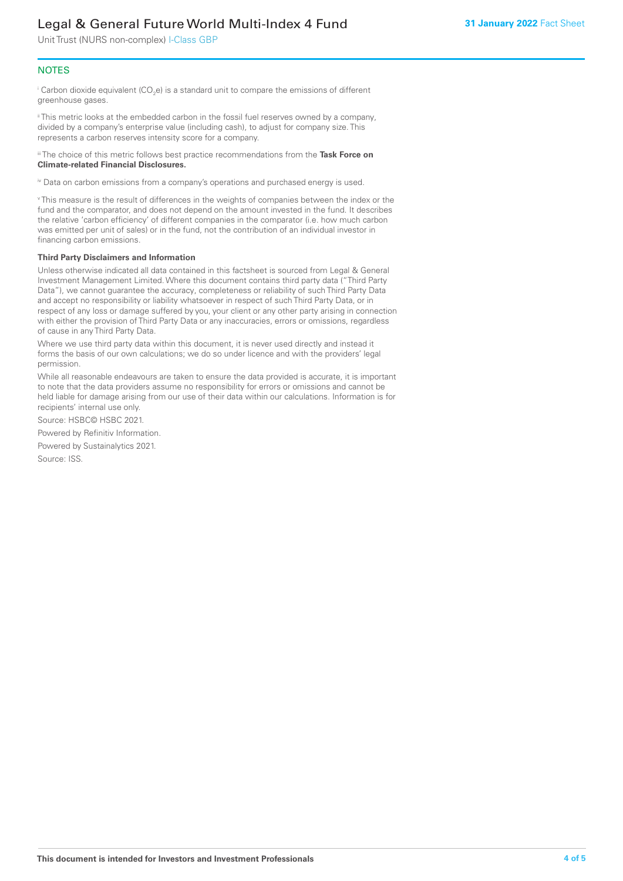## NOTES

[i] Carbon dioxide equivalent ($CO_2e$) is a standard unit to compare the emissions of different greenhouse gases.

[ii] This metric looks at the embedded carbon in the fossil fuel reserves owned by a company, divided by a company's enterprise value (including cash), to adjust for company size. This represents a carbon reserves intensity score for a company.

[iii] The choice of this metric follows best practice recommendations from the **Task Force on Climate-related Financial Disclosures.**

[iv] Data on carbon emissions from a company's operations and purchased energy is used.

[v] This measure is the result of differences in the weights of companies between the index or the fund and the comparator, and does not depend on the amount invested in the fund. It describes the relative 'carbon efficiency' of different companies in the comparator (i.e. how much carbon was emitted per unit of sales) or in the fund, not the contribution of an individual investor in financing carbon emissions.

**Third Party Disclaimers and Information**

Unless otherwise indicated all data contained in this factsheet is sourced from Legal & General Investment Management Limited. Where this document contains third party data ("Third Party Data"), we cannot guarantee the accuracy, completeness or reliability of such Third Party Data and accept no responsibility or liability whatsoever in respect of such Third Party Data, or in respect of any loss or damage suffered by you, your client or any other party arising in connection with either the provision of Third Party Data or any inaccuracies, errors or omissions, regardless of cause in any Third Party Data.

Where we use third party data within this document, it is never used directly and instead it forms the basis of our own calculations; we do so under licence and with the providers' legal permission.

While all reasonable endeavours are taken to ensure the data provided is accurate, it is important to note that the data providers assume no responsibility for errors or omissions and cannot be held liable for damage arising from our use of their data within our calculations. Information is for recipients' internal use only.

Source: HSBC© HSBC 2021.

Powered by Refinitiv Information.

Powered by Sustainalytics 2021.

Source: ISS.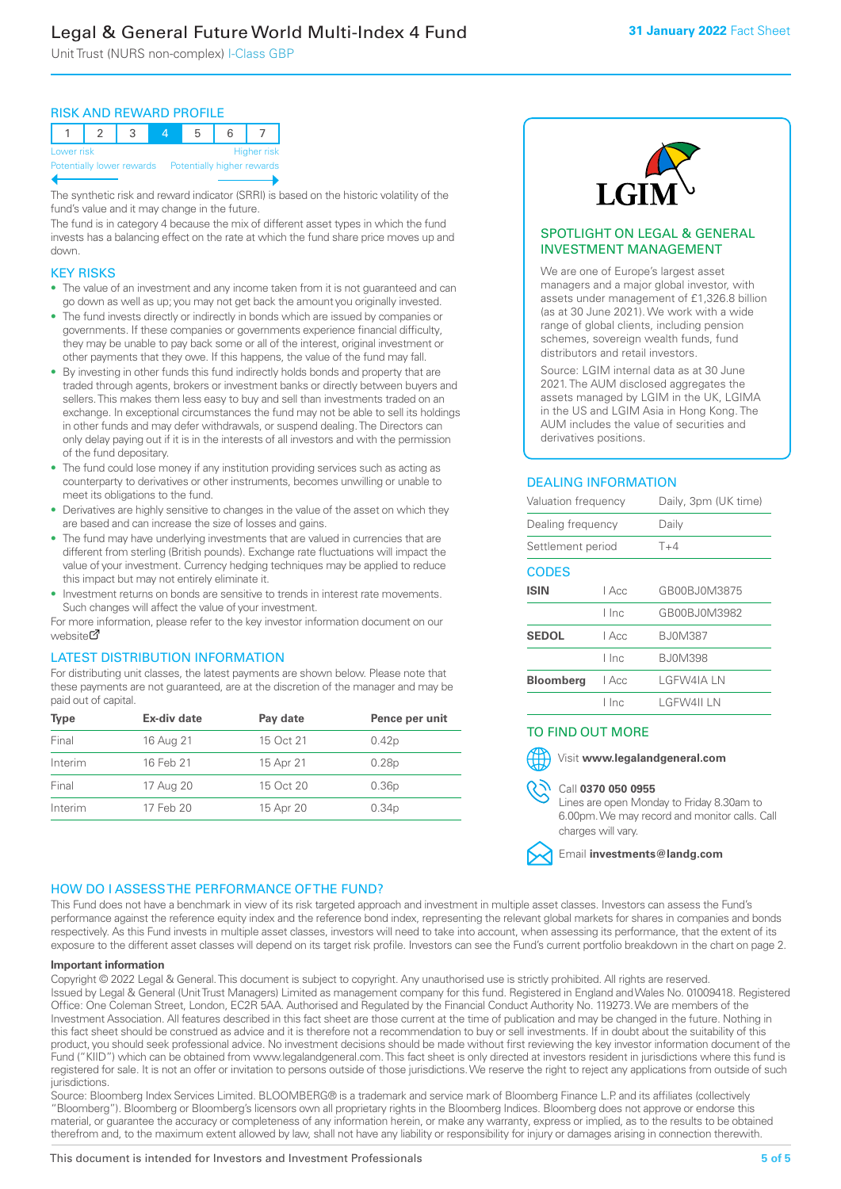# Legal & General Future World Multi-Index 4 Fund

Unit Trust (NURS non-complex) I-Class GBP

31 January 2022 Fact Sheet

## RISK AND REWARD PROFILE

| 1 | 2 | 3 | 4 | 5 | 6 | 7 |
|---|---|---|---|---|---|---|

Lower risk — Higher risk

Potentially lower rewards — Potentially higher rewards

The synthetic risk and reward indicator (SRRI) is based on the historic volatility of the fund's value and it may change in the future.

The fund is in category 4 because the mix of different asset types in which the fund invests has a balancing effect on the rate at which the fund share price moves up and down.

## KEY RISKS

- The value of an investment and any income taken from it is not guaranteed and can go down as well as up; you may not get back the amount you originally invested.
- The fund invests directly or indirectly in bonds which are issued by companies or governments. If these companies or governments experience financial difficulty, they may be unable to pay back some or all of the interest, original investment or other payments that they owe. If this happens, the value of the fund may fall.
- By investing in other funds this fund indirectly holds bonds and property that are traded through agents, brokers or investment banks or directly between buyers and sellers. This makes them less easy to buy and sell than investments traded on an exchange. In exceptional circumstances the fund may not be able to sell its holdings in other funds and may defer withdrawals, or suspend dealing. The Directors can only delay paying out if it is in the interests of all investors and with the permission of the fund depositary.
- The fund could lose money if any institution providing services such as acting as counterparty to derivatives or other instruments, becomes unwilling or unable to meet its obligations to the fund.
- Derivatives are highly sensitive to changes in the value of the asset on which they are based and can increase the size of losses and gains.
- The fund may have underlying investments that are valued in currencies that are different from sterling (British pounds). Exchange rate fluctuations will impact the value of your investment. Currency hedging techniques may be applied to reduce this impact but may not entirely eliminate it.
- Investment returns on bonds are sensitive to trends in interest rate movements. Such changes will affect the value of your investment.

For more information, please refer to the key investor information document on our website

## LATEST DISTRIBUTION INFORMATION

For distributing unit classes, the latest payments are shown below. Please note that these payments are not guaranteed, are at the discretion of the manager and may be paid out of capital.

| Type | Ex-div date | Pay date | Pence per unit |
|---|---|---|---|
| Final | 16 Aug 21 | 15 Oct 21 | 0.42p |
| Interim | 16 Feb 21 | 15 Apr 21 | 0.28p |
| Final | 17 Aug 20 | 15 Oct 20 | 0.36p |
| Interim | 17 Feb 20 | 15 Apr 20 | 0.34p |

## SPOTLIGHT ON LEGAL & GENERAL INVESTMENT MANAGEMENT

We are one of Europe's largest asset managers and a major global investor, with assets under management of £1,326.8 billion (as at 30 June 2021). We work with a wide range of global clients, including pension schemes, sovereign wealth funds, fund distributors and retail investors.

Source: LGIM internal data as at 30 June 2021. The AUM disclosed aggregates the assets managed by LGIM in the UK, LGIMA in the US and LGIM Asia in Hong Kong. The AUM includes the value of securities and derivatives positions.

## DEALING INFORMATION

| | |
|---|---|
| Valuation frequency | Daily, 3pm (UK time) |
| Dealing frequency | Daily |
| Settlement period | T+4 |

## CODES

| | | |
|---|---|---|
| **ISIN** | I Acc | GB00BJ0M3875 |
| | I Inc | GB00BJ0M3982 |
| **SEDOL** | I Acc | BJ0M387 |
| | I Inc | BJ0M398 |
| **Bloomberg** | I Acc | LGFW4IA LN |
| | I Inc | LGFW4II LN |

## TO FIND OUT MORE

Visit **www.legalandgeneral.com**

Call **0370 050 0955**
Lines are open Monday to Friday 8.30am to 6.00pm. We may record and monitor calls. Call charges will vary.

Email **investments@landg.com**

## HOW DO I ASSESS THE PERFORMANCE OF THE FUND?

This Fund does not have a benchmark in view of its risk targeted approach and investment in multiple asset classes. Investors can assess the Fund's performance against the reference equity index and the reference bond index, representing the relevant global markets for shares in companies and bonds respectively. As this Fund invests in multiple asset classes, investors will need to take into account, when assessing its performance, that the extent of its exposure to the different asset classes will depend on its target risk profile. Investors can see the Fund's current portfolio breakdown in the chart on page 2.

**Important information**

Copyright © 2022 Legal & General. This document is subject to copyright. Any unauthorised use is strictly prohibited. All rights are reserved.

Issued by Legal & General (Unit Trust Managers) Limited as management company for this fund. Registered in England and Wales No. 01009418. Registered Office: One Coleman Street, London, EC2R 5AA. Authorised and Regulated by the Financial Conduct Authority No. 119273. We are members of the Investment Association. All features described in this fact sheet are those current at the time of publication and may be changed in the future. Nothing in this fact sheet should be construed as advice and it is therefore not a recommendation to buy or sell investments. If in doubt about the suitability of this product, you should seek professional advice. No investment decisions should be made without first reviewing the key investor information document of the Fund ("KIID") which can be obtained from www.legalandgeneral.com. This fact sheet is only directed at investors resident in jurisdictions where this fund is registered for sale. It is not an offer or invitation to persons outside of those jurisdictions. We reserve the right to reject any applications from outside of such jurisdictions.

Source: Bloomberg Index Services Limited. BLOOMBERG® is a trademark and service mark of Bloomberg Finance L.P. and its affiliates (collectively "Bloomberg"). Bloomberg or Bloomberg's licensors own all proprietary rights in the Bloomberg Indices. Bloomberg does not approve or endorse this material, or guarantee the accuracy or completeness of any information herein, or make any warranty, express or implied, as to the results to be obtained therefrom and, to the maximum extent allowed by law, shall not have any liability or responsibility for injury or damages arising in connection therewith.

This document is intended for Investors and Investment Professionals